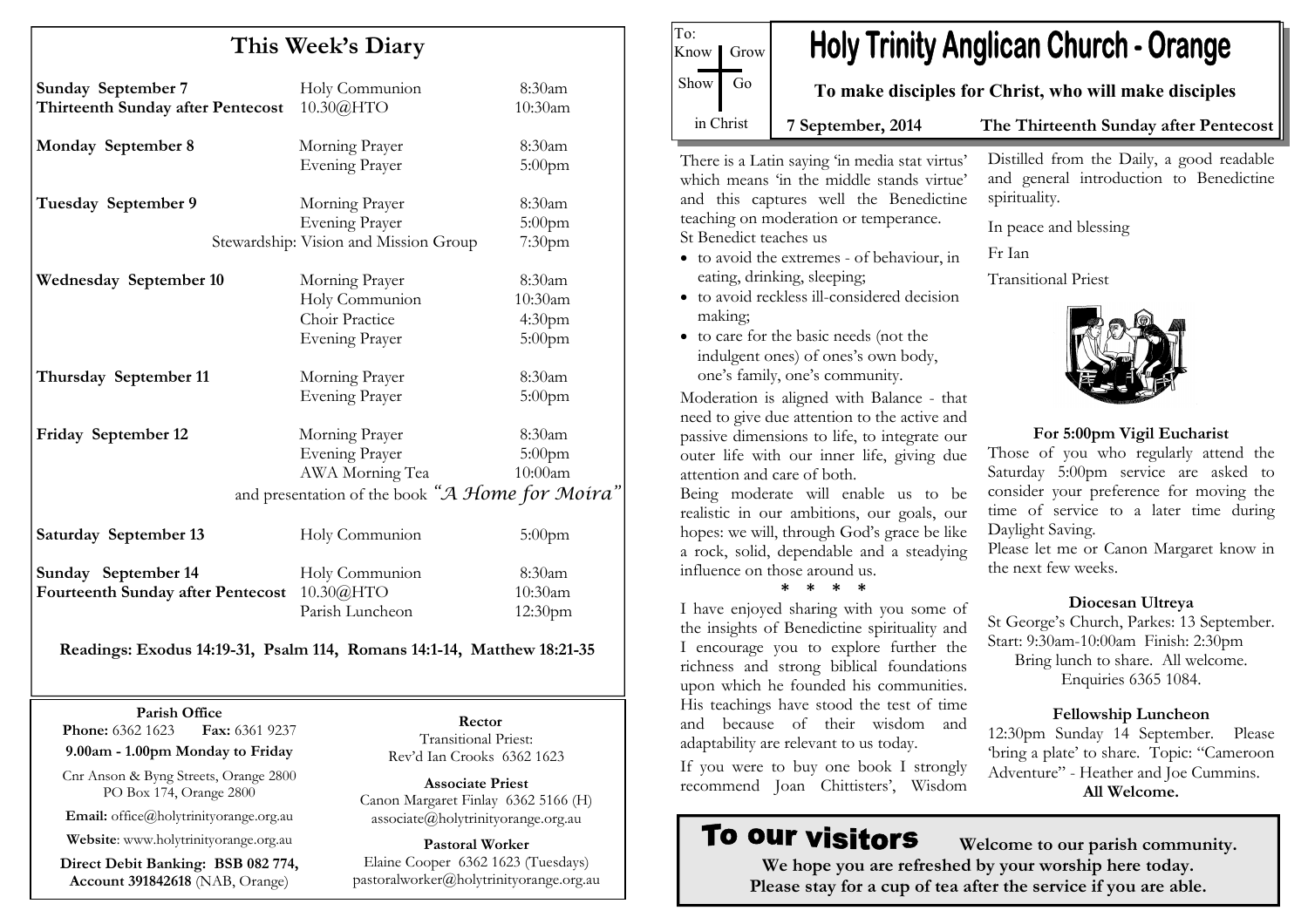# This Week's Diary

| | | |
|---|---|---|
| **Sunday September 7** **Thirteenth Sunday after Pentecost** | Holy Communion 10.30@HTO | 8:30am 10:30am |
| **Monday September 8** | Morning Prayer Evening Prayer | 8:30am 5:00pm |
| **Tuesday September 9** | Morning Prayer Evening Prayer Stewardship: Vision and Mission Group | 8:30am 5:00pm 7:30pm |
| **Wednesday September 10** | Morning Prayer Holy Communion Choir Practice Evening Prayer | 8:30am 10:30am 4:30pm 5:00pm |
| **Thursday September 11** | Morning Prayer Evening Prayer | 8:30am 5:00pm |
| **Friday September 12** | Morning Prayer Evening Prayer AWA Morning Tea and presentation of the book *"A Home for Moira"* | 8:30am 5:00pm 10:00am |
| **Saturday September 13** | Holy Communion | 5:00pm |
| **Sunday September 14** **Fourteenth Sunday after Pentecost** | Holy Communion 10.30@HTO Parish Luncheon | 8:30am 10:30am 12:30pm |

**Readings: Exodus 14:19-31, Psalm 114, Romans 14:1-14, Matthew 18:21-35**

**Parish Office**
**Phone:** 6362 1623 **Fax:** 6361 9237
**9.00am - 1.00pm Monday to Friday**

Cnr Anson & Byng Streets, Orange 2800
PO Box 174, Orange 2800

**Email:** office@holytrinityorange.org.au

**Website**: www.holytrinityorange.org.au

**Direct Debit Banking: BSB 082 774, Account 391842618** (NAB, Orange)

**Rector**
Transitional Priest:
Rev'd Ian Crooks 6362 1623

**Associate Priest**
Canon Margaret Finlay 6362 5166 (H)
associate@holytrinityorange.org.au

**Pastoral Worker**
Elaine Cooper 6362 1623 (Tuesdays)
pastoralworker@holytrinityorange.org.au

To: Know Grow Show Go in Christ

# Holy Trinity Anglican Church - Orange

**To make disciples for Christ, who will make disciples**

**7 September, 2014** **The Thirteenth Sunday after Pentecost**

There is a Latin saying 'in media stat virtus' which means 'in the middle stands virtue' and this captures well the Benedictine teaching on moderation or temperance.
St Benedict teaches us

- to avoid the extremes - of behaviour, in eating, drinking, sleeping;
- to avoid reckless ill-considered decision making;
- to care for the basic needs (not the indulgent ones) of ones's own body, one's family, one's community.

Moderation is aligned with Balance - that need to give due attention to the active and passive dimensions to life, to integrate our outer life with our inner life, giving due attention and care of both.
Being moderate will enable us to be realistic in our ambitions, our goals, our hopes: we will, through God's grace be like a rock, solid, dependable and a steadying influence on those around us.

\* \* \* \*

I have enjoyed sharing with you some of the insights of Benedictine spirituality and I encourage you to explore further the richness and strong biblical foundations upon which he founded his communities. His teachings have stood the test of time and because of their wisdom and adaptability are relevant to us today.

If you were to buy one book I strongly recommend Joan Chittisters', Wisdom Distilled from the Daily, a good readable and general introduction to Benedictine spirituality.

In peace and blessing

Fr Ian

Transitional Priest

### For 5:00pm Vigil Eucharist

Those of you who regularly attend the Saturday 5:00pm service are asked to consider your preference for moving the time of service to a later time during Daylight Saving.
Please let me or Canon Margaret know in the next few weeks.

### Diocesan Ultreya

St George's Church, Parkes: 13 September.
Start: 9:30am-10:00am Finish: 2:30pm
Bring lunch to share. All welcome.
Enquiries 6365 1084.

### Fellowship Luncheon

12:30pm Sunday 14 September. Please 'bring a plate' to share. Topic: "Cameroon Adventure" - Heather and Joe Cummins.
**All Welcome.**

## To our visitors

**Welcome to our parish community.**
**We hope you are refreshed by your worship here today.**
**Please stay for a cup of tea after the service if you are able.**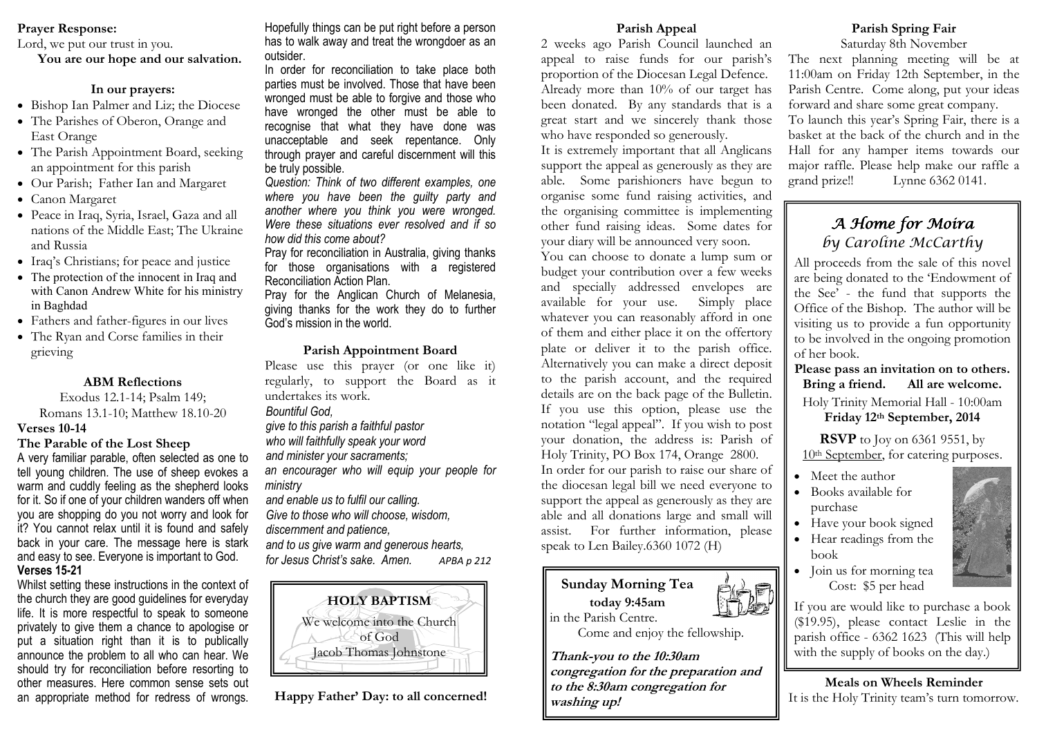**Prayer Response:**

Lord, we put our trust in you.

**You are our hope and our salvation.**

### In our prayers:

- Bishop Ian Palmer and Liz; the Diocese
- The Parishes of Oberon, Orange and East Orange
- The Parish Appointment Board, seeking an appointment for this parish
- Our Parish; Father Ian and Margaret
- Canon Margaret
- Peace in Iraq, Syria, Israel, Gaza and all nations of the Middle East; The Ukraine and Russia
- Iraq's Christians; for peace and justice
- The protection of the innocent in Iraq and with Canon Andrew White for his ministry in Baghdad
- Fathers and father-figures in our lives
- The Ryan and Corse families in their grieving

### ABM Reflections

Exodus 12.1-14; Psalm 149; Romans 13.1-10; Matthew 18.10-20

**Verses 10-14**

**The Parable of the Lost Sheep**

A very familiar parable, often selected as one to tell young children. The use of sheep evokes a warm and cuddly feeling as the shepherd looks for it. So if one of your children wanders off when you are shopping do you not worry and look for it? You cannot relax until it is found and safely back in your care. The message here is stark and easy to see. Everyone is important to God.

**Verses 15-21**

Whilst setting these instructions in the context of the church they are good guidelines for everyday life. It is more respectful to speak to someone privately to give them a chance to apologise or put a situation right than it is to publically announce the problem to all who can hear. We should try for reconciliation before resorting to other measures. Here common sense sets out an appropriate method for redress of wrongs. Hopefully things can be put right before a person has to walk away and treat the wrongdoer as an outsider.

In order for reconciliation to take place both parties must be involved. Those that have been wronged must be able to forgive and those who have wronged the other must be able to recognise that what they have done was unacceptable and seek repentance. Only through prayer and careful discernment will this be truly possible.

*Question: Think of two different examples, one where you have been the guilty party and another where you think you were wronged. Were these situations ever resolved and if so how did this come about?*

Pray for reconciliation in Australia, giving thanks for those organisations with a registered Reconciliation Action Plan.

Pray for the Anglican Church of Melanesia, giving thanks for the work they do to further God's mission in the world.

### Parish Appointment Board

Please use this prayer (or one like it) regularly, to support the Board as it undertakes its work.

*Bountiful God,*
*give to this parish a faithful pastor*
*who will faithfully speak your word*
*and minister your sacraments;*
*an encourager who will equip your people for ministry*
*and enable us to fulfil our calling.*
*Give to those who will choose, wisdom, discernment and patience,*
*and to us give warm and generous hearts,*
*for Jesus Christ's sake. Amen.* *APBA p 212*

**HOLY BAPTISM**

We welcome into the Church of God

Jacob Thomas Johnstone

**Happy Father' Day: to all concerned!**

### Parish Appeal

2 weeks ago Parish Council launched an appeal to raise funds for our parish's proportion of the Diocesan Legal Defence. Already more than 10% of our target has been donated. By any standards that is a great start and we sincerely thank those who have responded so generously.

It is extremely important that all Anglicans support the appeal as generously as they are able. Some parishioners have begun to organise some fund raising activities, and the organising committee is implementing other fund raising ideas. Some dates for your diary will be announced very soon.

You can choose to donate a lump sum or budget your contribution over a few weeks and specially addressed envelopes are available for your use. Simply place whatever you can reasonably afford in one of them and either place it on the offertory plate or deliver it to the parish office. Alternatively you can make a direct deposit to the parish account, and the required details are on the back page of the Bulletin. If you use this option, please use the notation "legal appeal". If you wish to post your donation, the address is: Parish of Holy Trinity, PO Box 174, Orange 2800.

In order for our parish to raise our share of the diocesan legal bill we need everyone to support the appeal as generously as they are able and all donations large and small will assist. For further information, please speak to Len Bailey.6360 1072 (H)

**Sunday Morning Tea**

**today 9:45am**

in the Parish Centre.

Come and enjoy the fellowship.

***Thank-you to the 10:30am congregation for the preparation and to the 8:30am congregation for washing up!***

### Parish Spring Fair

Saturday 8th November

The next planning meeting will be at 11:00am on Friday 12th September, in the Parish Centre. Come along, put your ideas forward and share some great company.

To launch this year's Spring Fair, there is a basket at the back of the church and in the Hall for any hamper items towards our major raffle. Please help make our raffle a grand prize!! Lynne 6362 0141.

## *A Home for Moira*

### *by Caroline McCarthy*

All proceeds from the sale of this novel are being donated to the 'Endowment of the See' - the fund that supports the Office of the Bishop. The author will be visiting us to provide a fun opportunity to be involved in the ongoing promotion of her book.

**Please pass an invitation on to others. Bring a friend. All are welcome.**

Holy Trinity Memorial Hall - 10:00am

**Friday 12th September, 2014**

**RSVP** to Joy on 6361 9551, by 10th September, for catering purposes.

- Meet the author
- Books available for purchase
- Have your book signed
- Hear readings from the book
- Join us for morning tea

Cost: $5 per head

If you are would like to purchase a book ($19.95), please contact Leslie in the parish office - 6362 1623 (This will help with the supply of books on the day.)

### Meals on Wheels Reminder

It is the Holy Trinity team's turn tomorrow.